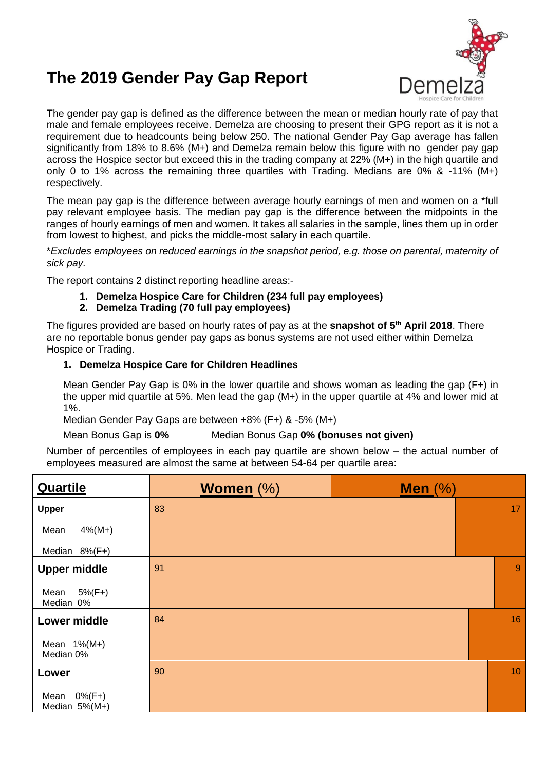// The 2019 Gender Pay Gap Report

The gender pay gap is defined as the difference between the mean or median hourly rate of pay that male and female employees receive. Demelza are choosing to present their GPG report as it is not a requirement due to headcounts being below 250. The national Gender Pay Gap average has fallen significantly from 18% to 8.6% (M+) and Demelza remain below this figure with no gender pay gap across the Hospice sector but exceed this in the trading company at 22% (M+) in the high quartile and only 0 to 1% across the remaining three quartiles with Trading. Medians are 0% & -11% (M+) respectively.

The mean pay gap is the difference between average hourly earnings of men and women on a *full pay relevant employee basis. The median pay gap is the difference between the midpoints in the ranges of hourly earnings of men and women. It takes all salaries in the sample, lines them up in order from lowest to highest, and picks the middle-most salary in each quartile.

*Excludes employees on reduced earnings in the snapshot period, e.g. those on parental, maternity of sick pay.*

The report contains 2 distinct reporting headline areas:-

1. **Demelza Hospice Care for Children (234 full pay employees)**
2. **Demelza Trading (70 full pay employees)**

The figures provided are based on hourly rates of pay as at the **snapshot of 5th April 2018**. There are no reportable bonus gender pay gaps as bonus systems are not used either within Demelza Hospice or Trading.

## 1. Demelza Hospice Care for Children Headlines

Mean Gender Pay Gap is 0% in the lower quartile and shows woman as leading the gap (F+) in the upper mid quartile at 5%. Men lead the gap (M+) in the upper quartile at 4% and lower mid at 1%.

Median Gender Pay Gaps are between +8% (F+) & -5% (M+)

Mean Bonus Gap is **0%** Median Bonus Gap **0% (bonuses not given)**

Number of percentiles of employees in each pay quartile are shown below – the actual number of employees measured are almost the same at between 54-64 per quartile area:

| Quartile | Women (%) | Men (%) |
|---|---|---|
| **Upper**<br>Mean 4%(M+)<br>Median 8%(F+) | 83 | 17 |
| **Upper middle**<br>Mean 5%(F+)<br>Median 0% | 91 | 9 |
| **Lower middle**<br>Mean 1%(M+)<br>Median 0% | 84 | 16 |
| **Lower**<br>Mean 0%(F+)<br>Median 5%(M+) | 90 | 10 |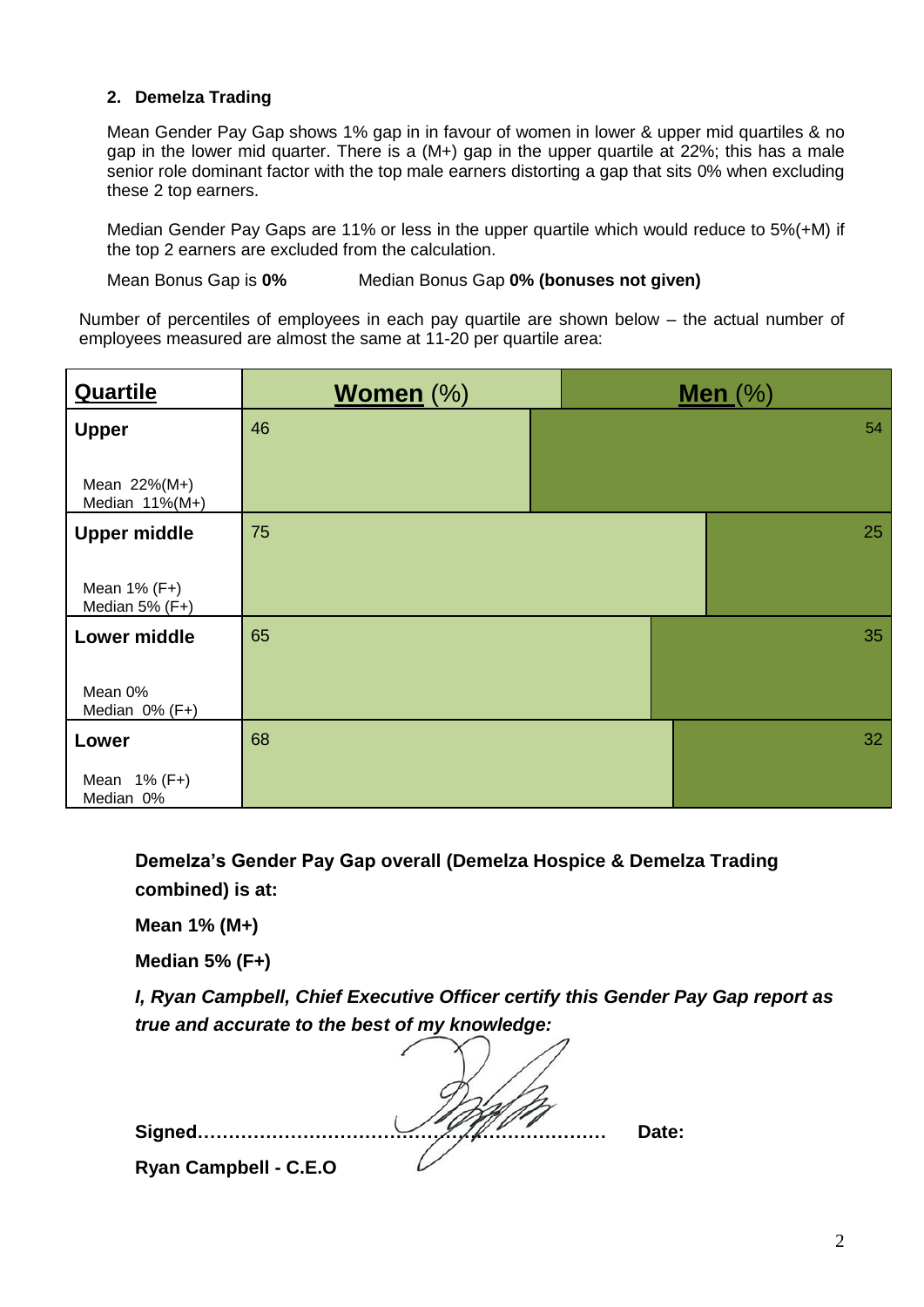## 2. Demelza Trading

Mean Gender Pay Gap shows 1% gap in in favour of women in lower & upper mid quartiles & no gap in the lower mid quarter. There is a (M+) gap in the upper quartile at 22%; this has a male senior role dominant factor with the top male earners distorting a gap that sits 0% when excluding these 2 top earners.

Median Gender Pay Gaps are 11% or less in the upper quartile which would reduce to 5%(+M) if the top 2 earners are excluded from the calculation.

Mean Bonus Gap is **0%** Median Bonus Gap **0% (bonuses not given)**

Number of percentiles of employees in each pay quartile are shown below – the actual number of employees measured are almost the same at 11-20 per quartile area:

| **Quartile** | **Women** (%) | **Men** (%) |
|---|---|---|
| **Upper**<br>Mean 22%(M+)<br>Median 11%(M+) | 46 | 54 |
| **Upper middle**<br>Mean 1% (F+)<br>Median 5% (F+) | 75 | 25 |
| **Lower middle**<br>Mean 0%<br>Median 0% (F+) | 65 | 35 |
| **Lower**<br>Mean 1% (F+)<br>Median 0% | 68 | 32 |

**Demelza's Gender Pay Gap overall (Demelza Hospice & Demelza Trading combined) is at:**

**Mean 1% (M+)**

**Median 5% (F+)**

***I, Ryan Campbell, Chief Executive Officer certify this Gender Pay Gap report as true and accurate to the best of my knowledge:***

**Signed………………………………………………………… Date:**

**Ryan Campbell - C.E.O**